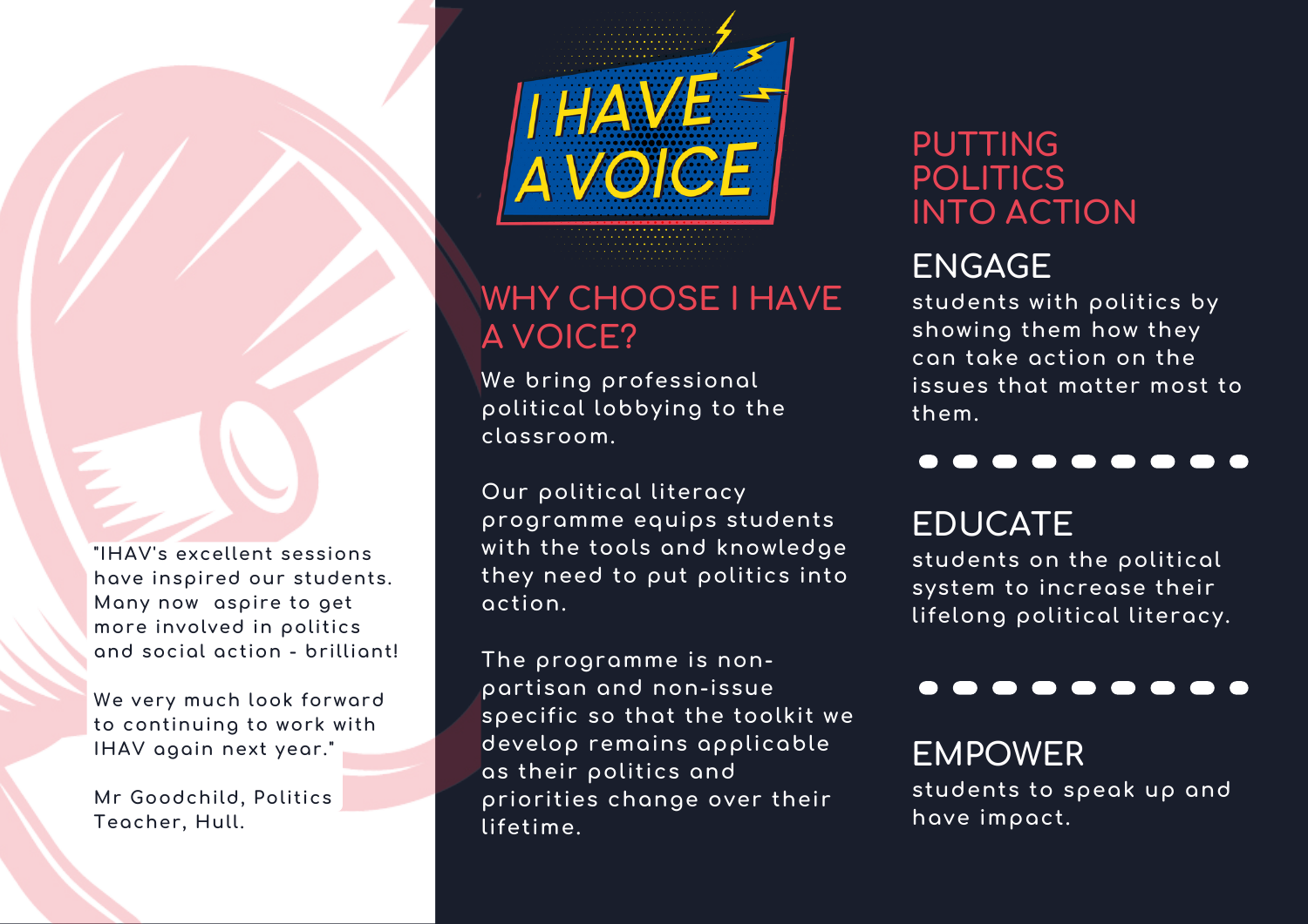"IHAV's excellent sessions have inspired our students. Many now aspire to get more involved in politics and social action - brilliant!

We very much look forward to continuing to work with IHAV again next year."

Mr Goodchild, Politics Teacher, Hull.

# I HAVE A VOICE

## WHY CHOOSE I HAVE A VOICE?

We bring professional political lobbying to the classroom.

Our political literacy programme equips students with the tools and knowledge they need to put politics into action.

The programme is non-partisan and non-issue specific so that the toolkit we develop remains applicable as their politics and priorities change over their lifetime.

## PUTTING POLITICS INTO ACTION

### ENGAGE

students with politics by showing them how they can take action on the issues that matter most to them.

### EDUCATE

students on the political system to increase their lifelong political literacy.

### EMPOWER

students to speak up and have impact.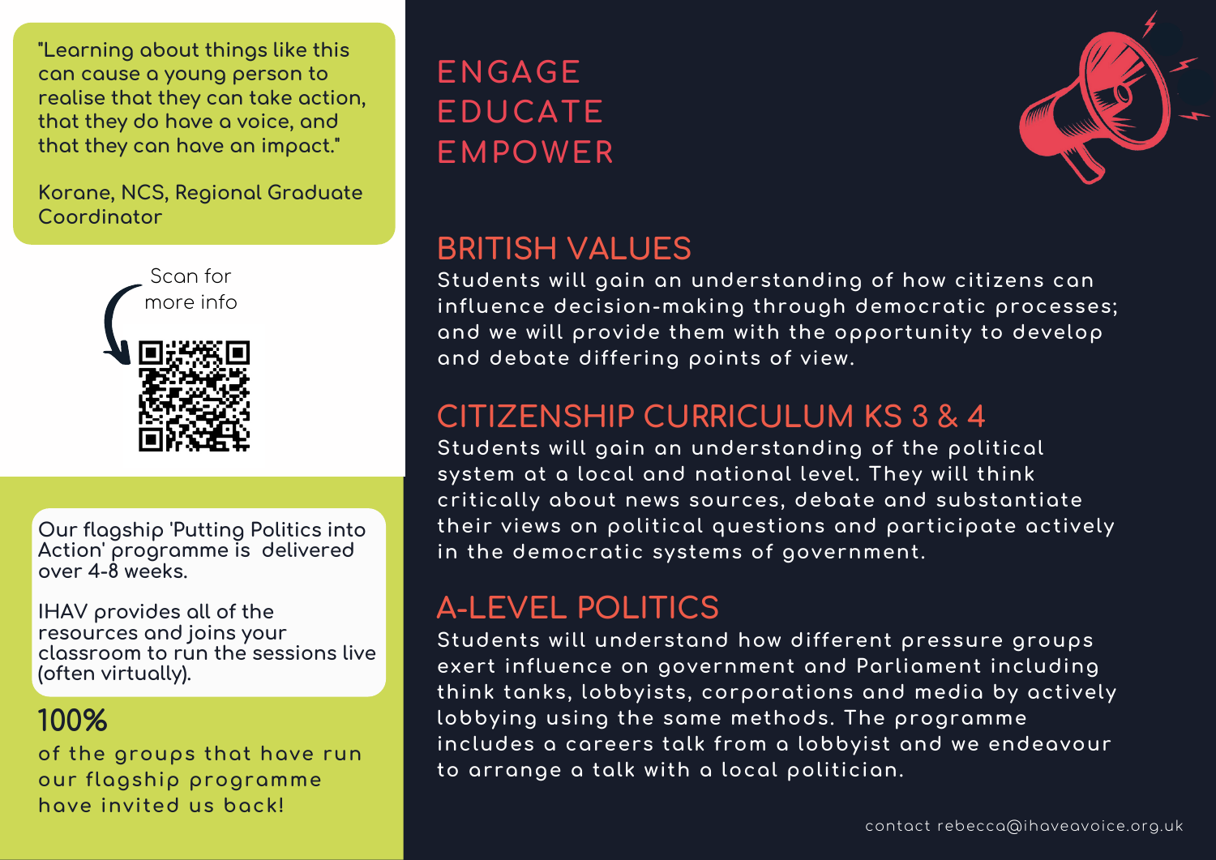"Learning about things like this can cause a young person to realise that they can take action, that they do have a voice, and that they can have an impact."

Korane, NCS, Regional Graduate Coordinator

Scan for more info

Our flagship 'Putting Politics into Action' programme is delivered over 4-8 weeks.

IHAV provides all of the resources and joins your classroom to run the sessions live (often virtually).

**100%**

of the groups that have run our flagship programme have invited us back!

# ENGAGE
# EDUCATE
# EMPOWER

## BRITISH VALUES

Students will gain an understanding of how citizens can influence decision-making through democratic processes; and we will provide them with the opportunity to develop and debate differing points of view.

## CITIZENSHIP CURRICULUM KS 3 & 4

Students will gain an understanding of the political system at a local and national level. They will think critically about news sources, debate and substantiate their views on political questions and participate actively in the democratic systems of government.

## A-LEVEL POLITICS

Students will understand how different pressure groups exert influence on government and Parliament including think tanks, lobbyists, corporations and media by actively lobbying using the same methods. The programme includes a careers talk from a lobbyist and we endeavour to arrange a talk with a local politician.

contact rebecca@ihaveavoice.org.uk